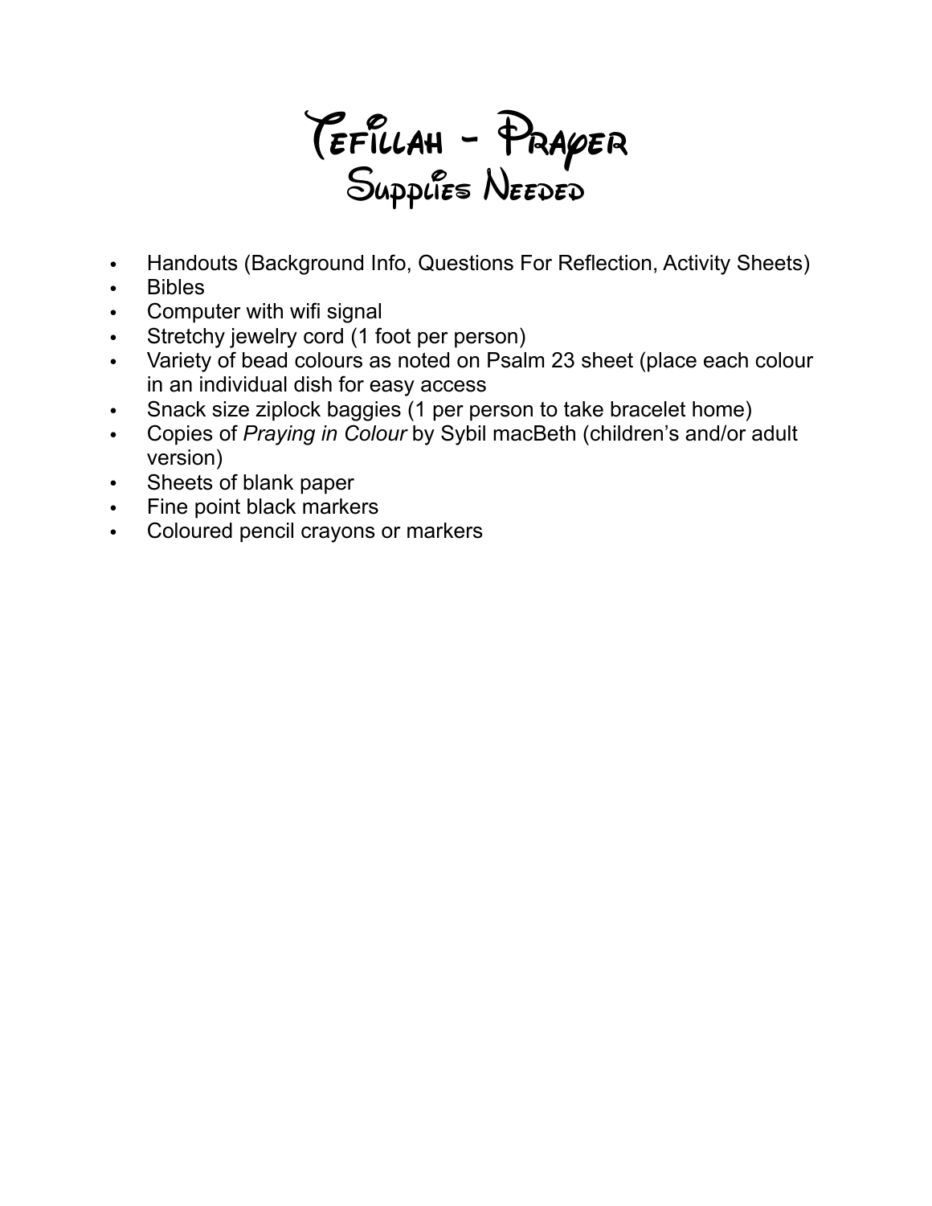# Tefillah - Prayer
## Supplies Needed

- Handouts (Background Info, Questions For Reflection, Activity Sheets)
- Bibles
- Computer with wifi signal
- Stretchy jewelry cord (1 foot per person)
- Variety of bead colours as noted on Psalm 23 sheet (place each colour in an individual dish for easy access
- Snack size ziplock baggies (1 per person to take bracelet home)
- Copies of *Praying in Colour* by Sybil macBeth (children's and/or adult version)
- Sheets of blank paper
- Fine point black markers
- Coloured pencil crayons or markers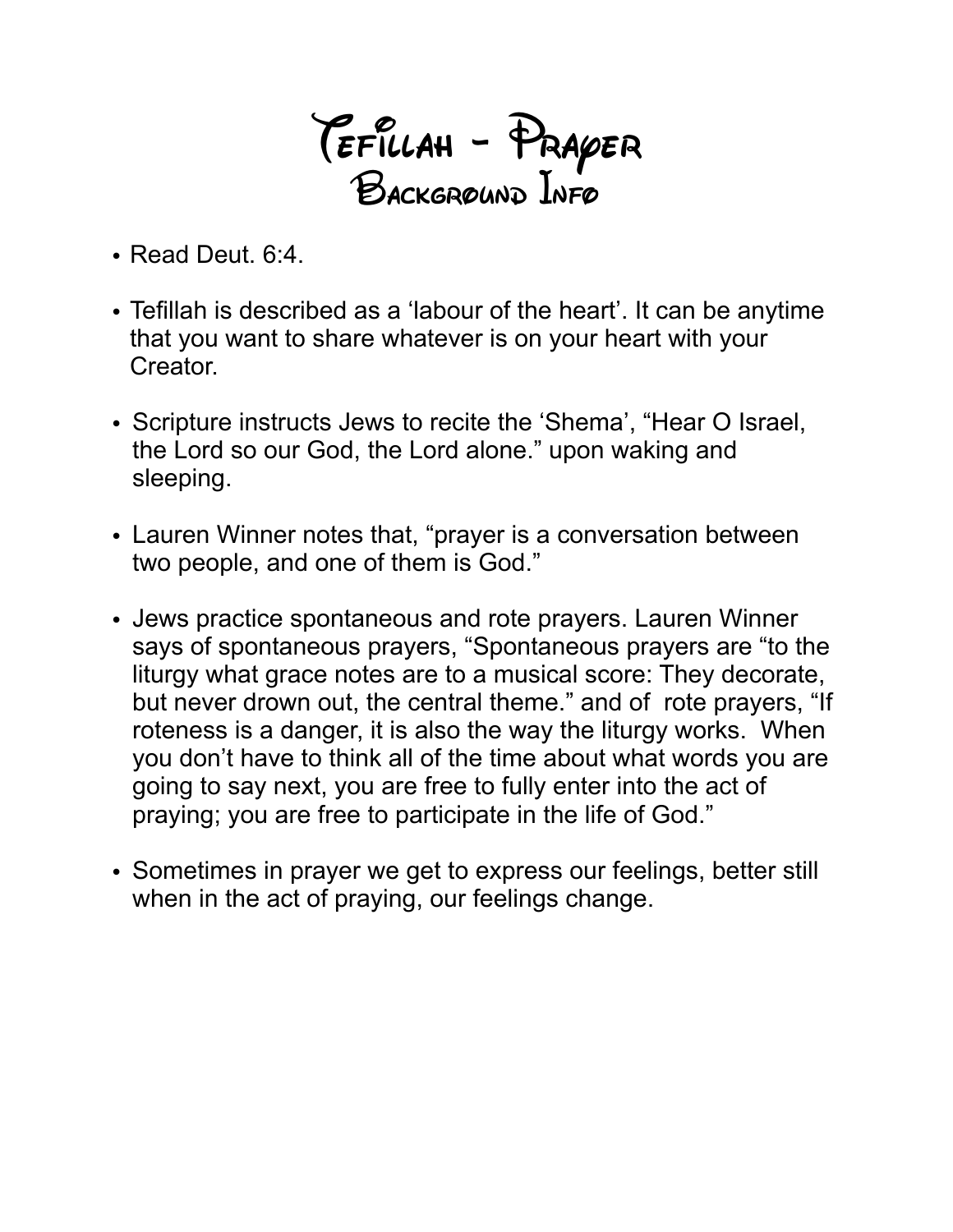# Tefillah - Prayer
## Background Info

- Read Deut. 6:4.
- Tefillah is described as a 'labour of the heart'. It can be anytime that you want to share whatever is on your heart with your Creator.
- Scripture instructs Jews to recite the 'Shema', "Hear O Israel, the Lord so our God, the Lord alone." upon waking and sleeping.
- Lauren Winner notes that, "prayer is a conversation between two people, and one of them is God."
- Jews practice spontaneous and rote prayers. Lauren Winner says of spontaneous prayers, "Spontaneous prayers are "to the liturgy what grace notes are to a musical score: They decorate, but never drown out, the central theme." and of rote prayers, "If roteness is a danger, it is also the way the liturgy works. When you don't have to think all of the time about what words you are going to say next, you are free to fully enter into the act of praying; you are free to participate in the life of God."
- Sometimes in prayer we get to express our feelings, better still when in the act of praying, our feelings change.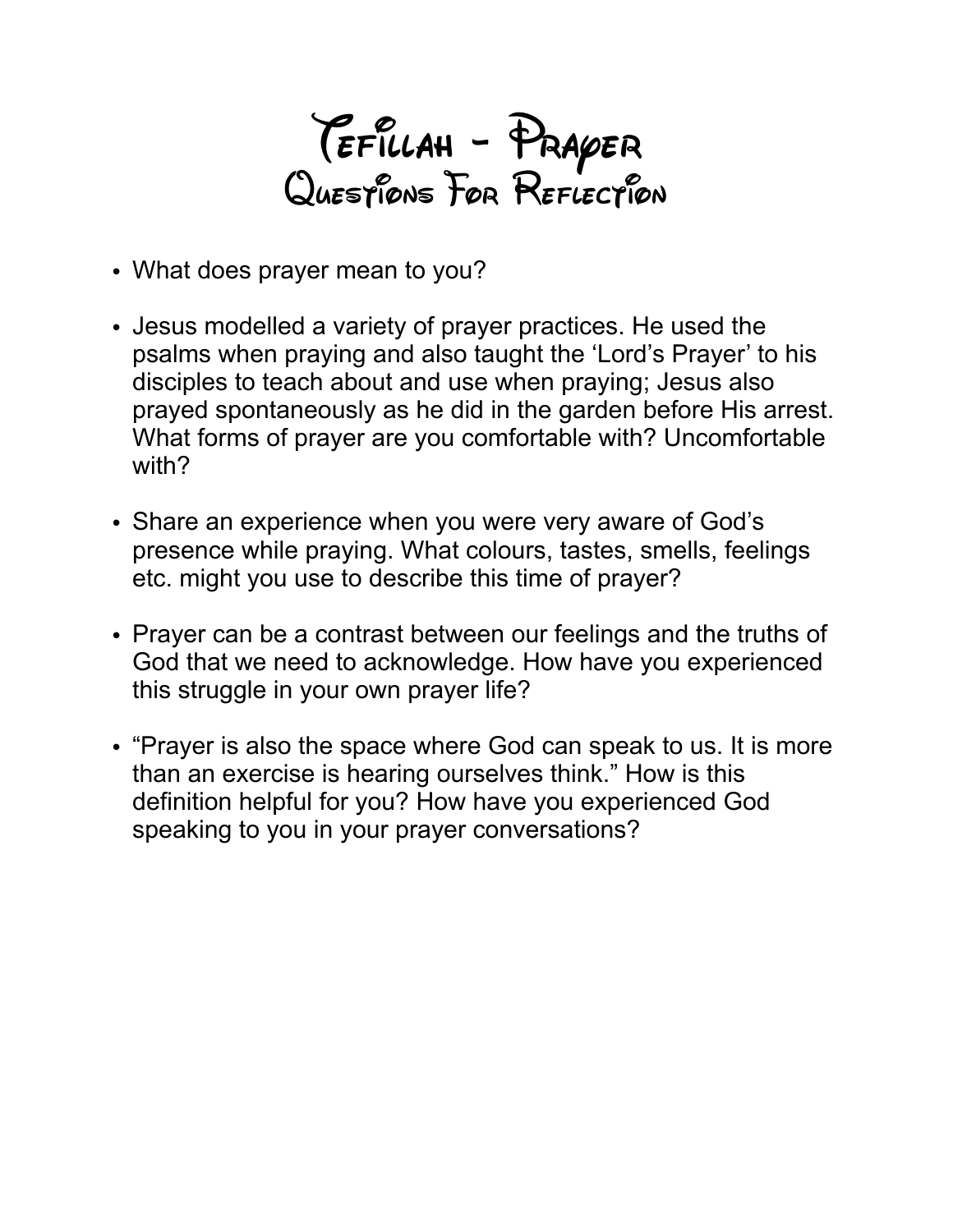# Tefillah - Prayer
## Questions For Reflection

- What does prayer mean to you?
- Jesus modelled a variety of prayer practices. He used the psalms when praying and also taught the 'Lord's Prayer' to his disciples to teach about and use when praying; Jesus also prayed spontaneously as he did in the garden before His arrest. What forms of prayer are you comfortable with? Uncomfortable with?
- Share an experience when you were very aware of God's presence while praying. What colours, tastes, smells, feelings etc. might you use to describe this time of prayer?
- Prayer can be a contrast between our feelings and the truths of God that we need to acknowledge. How have you experienced this struggle in your own prayer life?
- "Prayer is also the space where God can speak to us. It is more than an exercise is hearing ourselves think." How is this definition helpful for you? How have you experienced God speaking to you in your prayer conversations?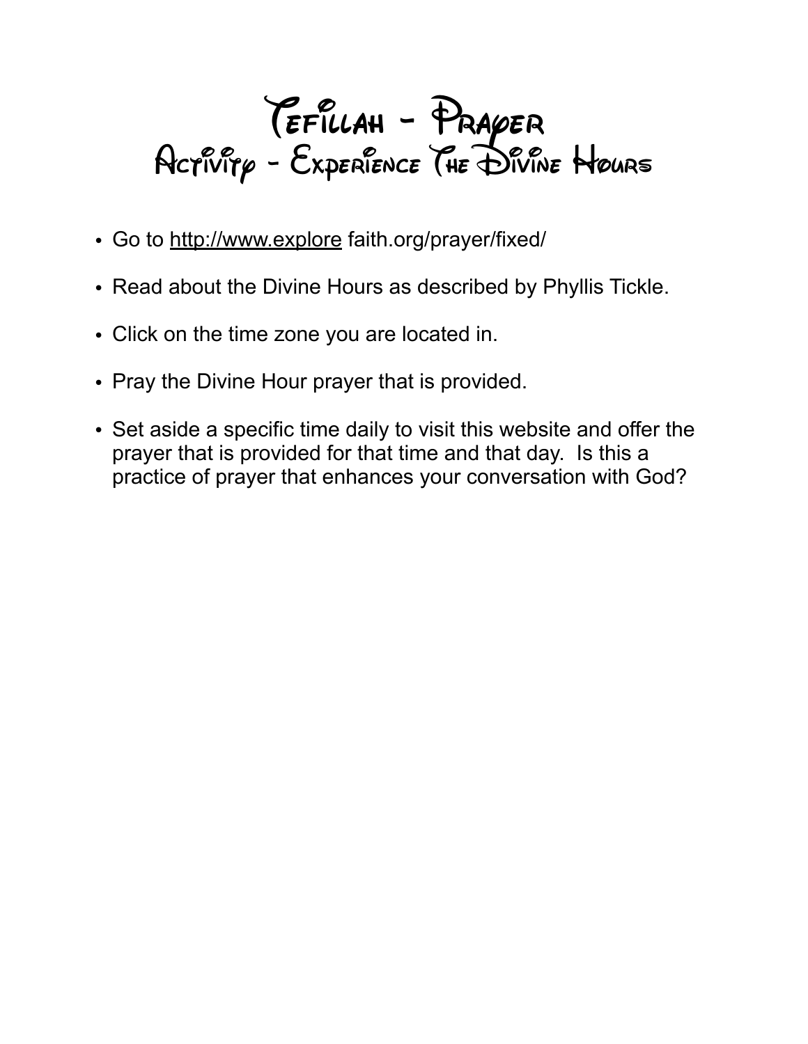# Tefillah - Prayer
## Activity - Experience The Divine Hours

- Go to http://www.explore faith.org/prayer/fixed/
- Read about the Divine Hours as described by Phyllis Tickle.
- Click on the time zone you are located in.
- Pray the Divine Hour prayer that is provided.
- Set aside a specific time daily to visit this website and offer the prayer that is provided for that time and that day. Is this a practice of prayer that enhances your conversation with God?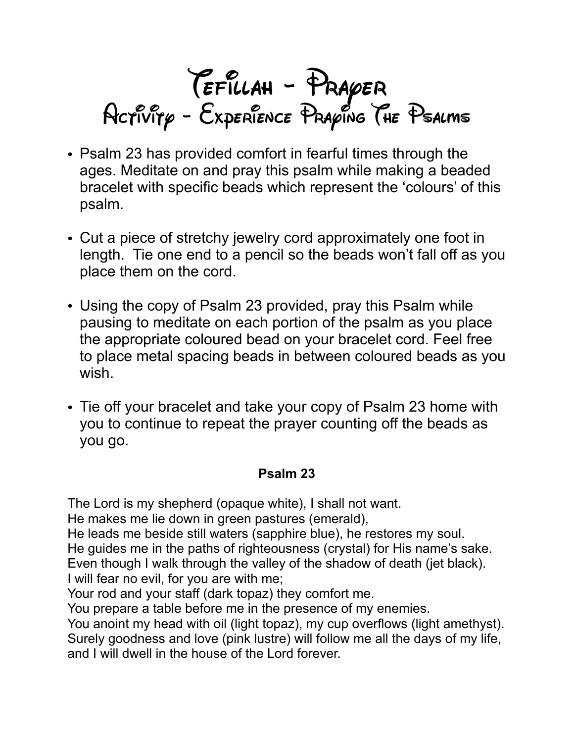# Tefillah - Prayer
## Activity - Experience Praying The Psalms

- Psalm 23 has provided comfort in fearful times through the ages. Meditate on and pray this psalm while making a beaded bracelet with specific beads which represent the 'colours' of this psalm.

- Cut a piece of stretchy jewelry cord approximately one foot in length. Tie one end to a pencil so the beads won't fall off as you place them on the cord.

- Using the copy of Psalm 23 provided, pray this Psalm while pausing to meditate on each portion of the psalm as you place the appropriate coloured bead on your bracelet cord. Feel free to place metal spacing beads in between coloured beads as you wish.

- Tie off your bracelet and take your copy of Psalm 23 home with you to continue to repeat the prayer counting off the beads as you go.

**Psalm 23**

The Lord is my shepherd (opaque white), I shall not want.
He makes me lie down in green pastures (emerald),
He leads me beside still waters (sapphire blue), he restores my soul.
He guides me in the paths of righteousness (crystal) for His name's sake.
Even though I walk through the valley of the shadow of death (jet black).
I will fear no evil, for you are with me;
Your rod and your staff (dark topaz) they comfort me.
You prepare a table before me in the presence of my enemies.
You anoint my head with oil (light topaz), my cup overflows (light amethyst).
Surely goodness and love (pink lustre) will follow me all the days of my life,
and I will dwell in the house of the Lord forever.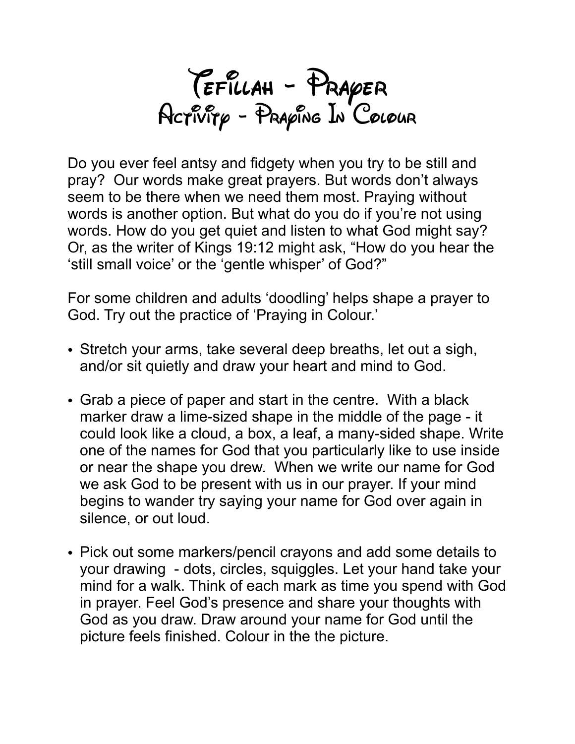# Tefillah - Prayer
## Activity - Praying In Colour

Do you ever feel antsy and fidgety when you try to be still and pray? Our words make great prayers. But words don't always seem to be there when we need them most. Praying without words is another option. But what do you do if you're not using words. How do you get quiet and listen to what God might say? Or, as the writer of Kings 19:12 might ask, "How do you hear the 'still small voice' or the 'gentle whisper' of God?"

For some children and adults 'doodling' helps shape a prayer to God. Try out the practice of 'Praying in Colour.'

- Stretch your arms, take several deep breaths, let out a sigh, and/or sit quietly and draw your heart and mind to God.
- Grab a piece of paper and start in the centre. With a black marker draw a lime-sized shape in the middle of the page - it could look like a cloud, a box, a leaf, a many-sided shape. Write one of the names for God that you particularly like to use inside or near the shape you drew. When we write our name for God we ask God to be present with us in our prayer. If your mind begins to wander try saying your name for God over again in silence, or out loud.
- Pick out some markers/pencil crayons and add some details to your drawing - dots, circles, squiggles. Let your hand take your mind for a walk. Think of each mark as time you spend with God in prayer. Feel God's presence and share your thoughts with God as you draw. Draw around your name for God until the picture feels finished. Colour in the the picture.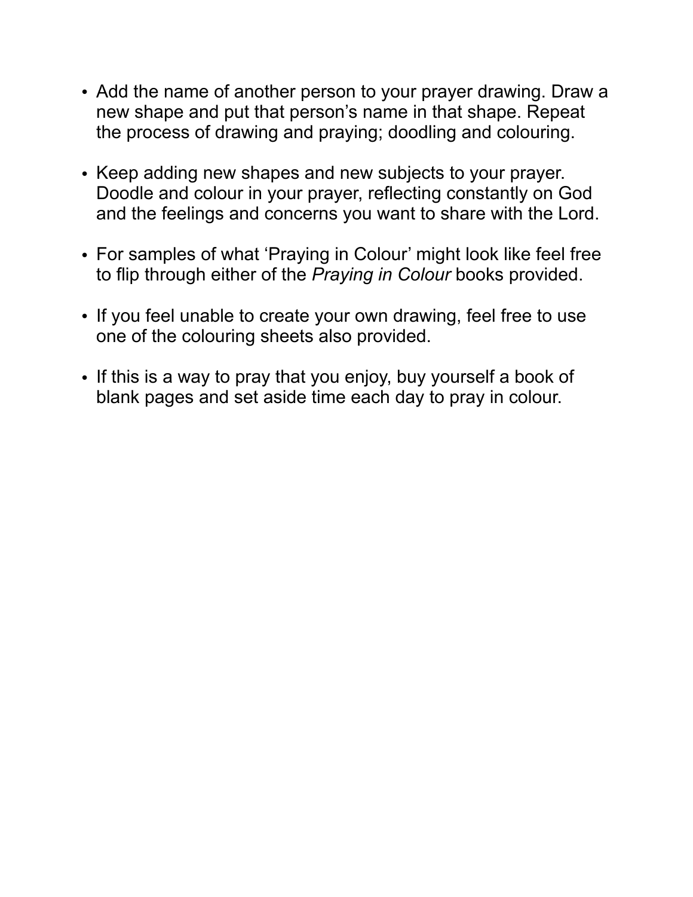- Add the name of another person to your prayer drawing. Draw a new shape and put that person's name in that shape. Repeat the process of drawing and praying; doodling and colouring.

- Keep adding new shapes and new subjects to your prayer. Doodle and colour in your prayer, reflecting constantly on God and the feelings and concerns you want to share with the Lord.

- For samples of what 'Praying in Colour' might look like feel free to flip through either of the *Praying in Colour* books provided.

- If you feel unable to create your own drawing, feel free to use one of the colouring sheets also provided.

- If this is a way to pray that you enjoy, buy yourself a book of blank pages and set aside time each day to pray in colour.